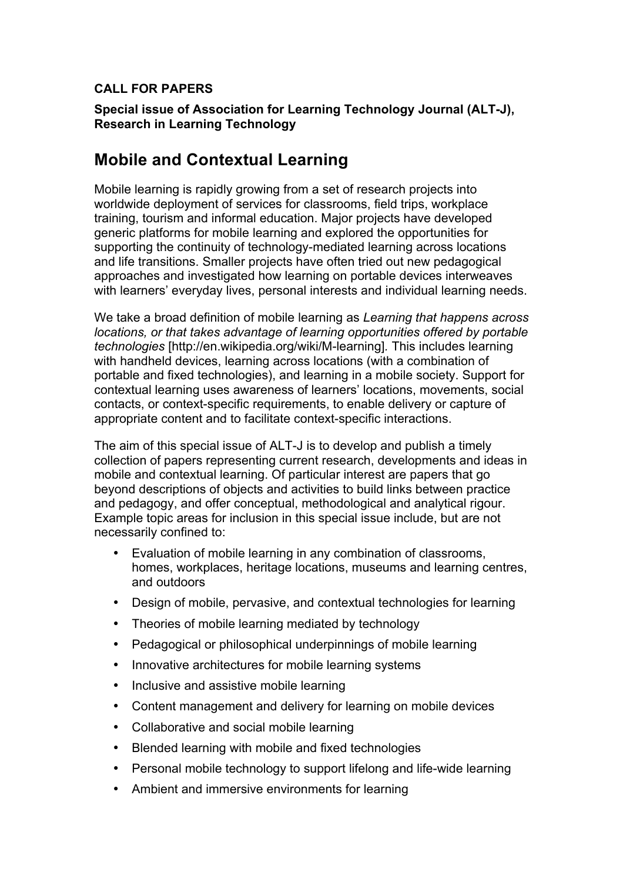**CALL FOR PAPERS**

**Special issue of Association for Learning Technology Journal (ALT-J), Research in Learning Technology**

# Mobile and Contextual Learning

Mobile learning is rapidly growing from a set of research projects into worldwide deployment of services for classrooms, field trips, workplace training, tourism and informal education. Major projects have developed generic platforms for mobile learning and explored the opportunities for supporting the continuity of technology-mediated learning across locations and life transitions. Smaller projects have often tried out new pedagogical approaches and investigated how learning on portable devices interweaves with learners' everyday lives, personal interests and individual learning needs.

We take a broad definition of mobile learning as *Learning that happens across locations, or that takes advantage of learning opportunities offered by portable technologies* [http://en.wikipedia.org/wiki/M-learning]. This includes learning with handheld devices, learning across locations (with a combination of portable and fixed technologies), and learning in a mobile society. Support for contextual learning uses awareness of learners' locations, movements, social contacts, or context-specific requirements, to enable delivery or capture of appropriate content and to facilitate context-specific interactions.

The aim of this special issue of ALT-J is to develop and publish a timely collection of papers representing current research, developments and ideas in mobile and contextual learning. Of particular interest are papers that go beyond descriptions of objects and activities to build links between practice and pedagogy, and offer conceptual, methodological and analytical rigour. Example topic areas for inclusion in this special issue include, but are not necessarily confined to:

- Evaluation of mobile learning in any combination of classrooms, homes, workplaces, heritage locations, museums and learning centres, and outdoors
- Design of mobile, pervasive, and contextual technologies for learning
- Theories of mobile learning mediated by technology
- Pedagogical or philosophical underpinnings of mobile learning
- Innovative architectures for mobile learning systems
- Inclusive and assistive mobile learning
- Content management and delivery for learning on mobile devices
- Collaborative and social mobile learning
- Blended learning with mobile and fixed technologies
- Personal mobile technology to support lifelong and life-wide learning
- Ambient and immersive environments for learning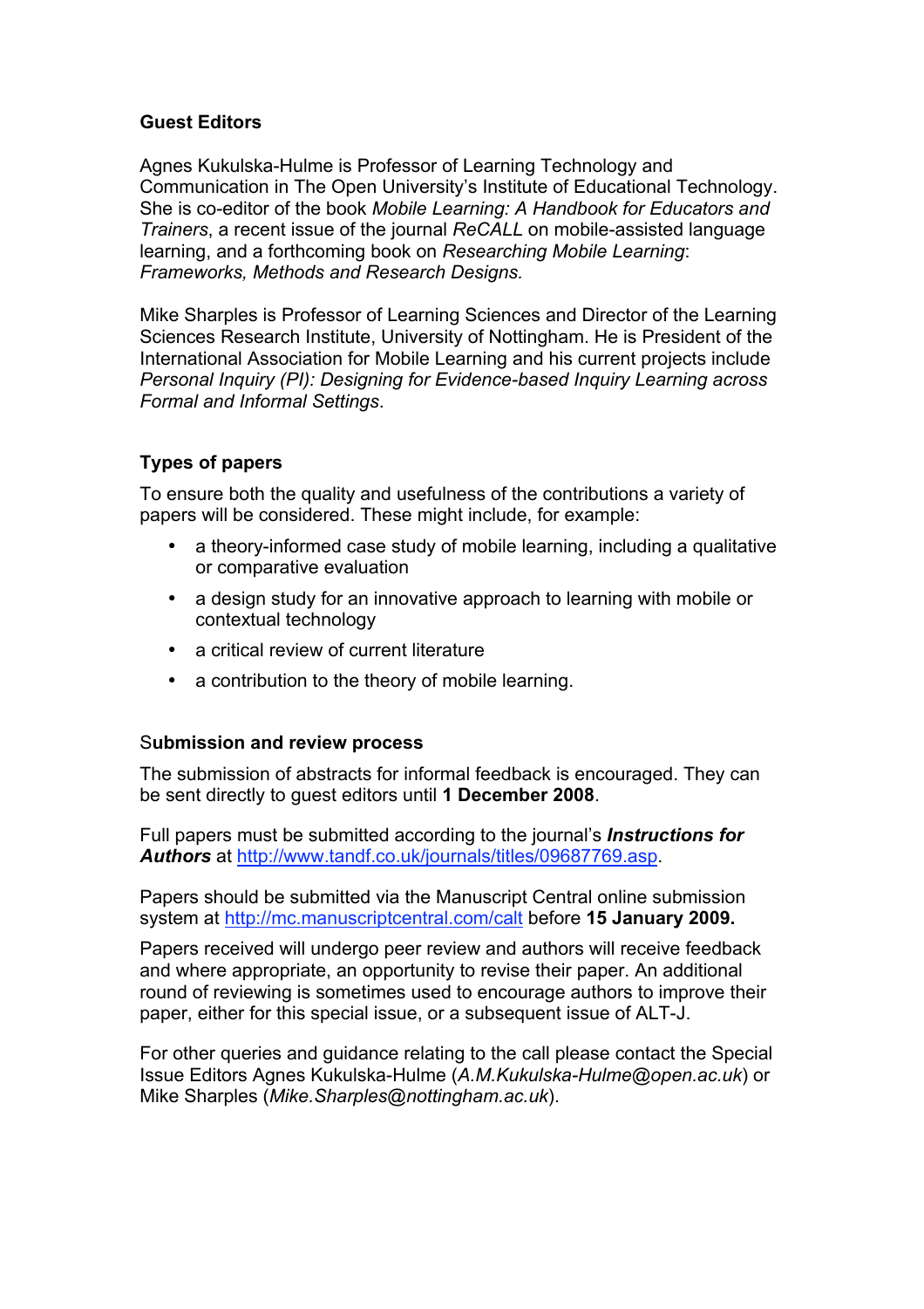**Guest Editors**

Agnes Kukulska-Hulme is Professor of Learning Technology and Communication in The Open University's Institute of Educational Technology. She is co-editor of the book *Mobile Learning: A Handbook for Educators and Trainers*, a recent issue of the journal *ReCALL* on mobile-assisted language learning, and a forthcoming book on *Researching Mobile Learning*: *Frameworks, Methods and Research Designs.*

Mike Sharples is Professor of Learning Sciences and Director of the Learning Sciences Research Institute, University of Nottingham. He is President of the International Association for Mobile Learning and his current projects include *Personal Inquiry (PI): Designing for Evidence-based Inquiry Learning across Formal and Informal Settings*.

**Types of papers**

To ensure both the quality and usefulness of the contributions a variety of papers will be considered. These might include, for example:

- a theory-informed case study of mobile learning, including a qualitative or comparative evaluation
- a design study for an innovative approach to learning with mobile or contextual technology
- a critical review of current literature
- a contribution to the theory of mobile learning.

S**ubmission and review process**

The submission of abstracts for informal feedback is encouraged. They can be sent directly to guest editors until **1 December 2008**.

Full papers must be submitted according to the journal's ***Instructions for Authors*** at http://www.tandf.co.uk/journals/titles/09687769.asp.

Papers should be submitted via the Manuscript Central online submission system at http://mc.manuscriptcentral.com/calt before **15 January 2009.**

Papers received will undergo peer review and authors will receive feedback and where appropriate, an opportunity to revise their paper. An additional round of reviewing is sometimes used to encourage authors to improve their paper, either for this special issue, or a subsequent issue of ALT-J.

For other queries and guidance relating to the call please contact the Special Issue Editors Agnes Kukulska-Hulme (*A.M.Kukulska-Hulme@open.ac.uk*) or Mike Sharples (*Mike.Sharples@nottingham.ac.uk*).